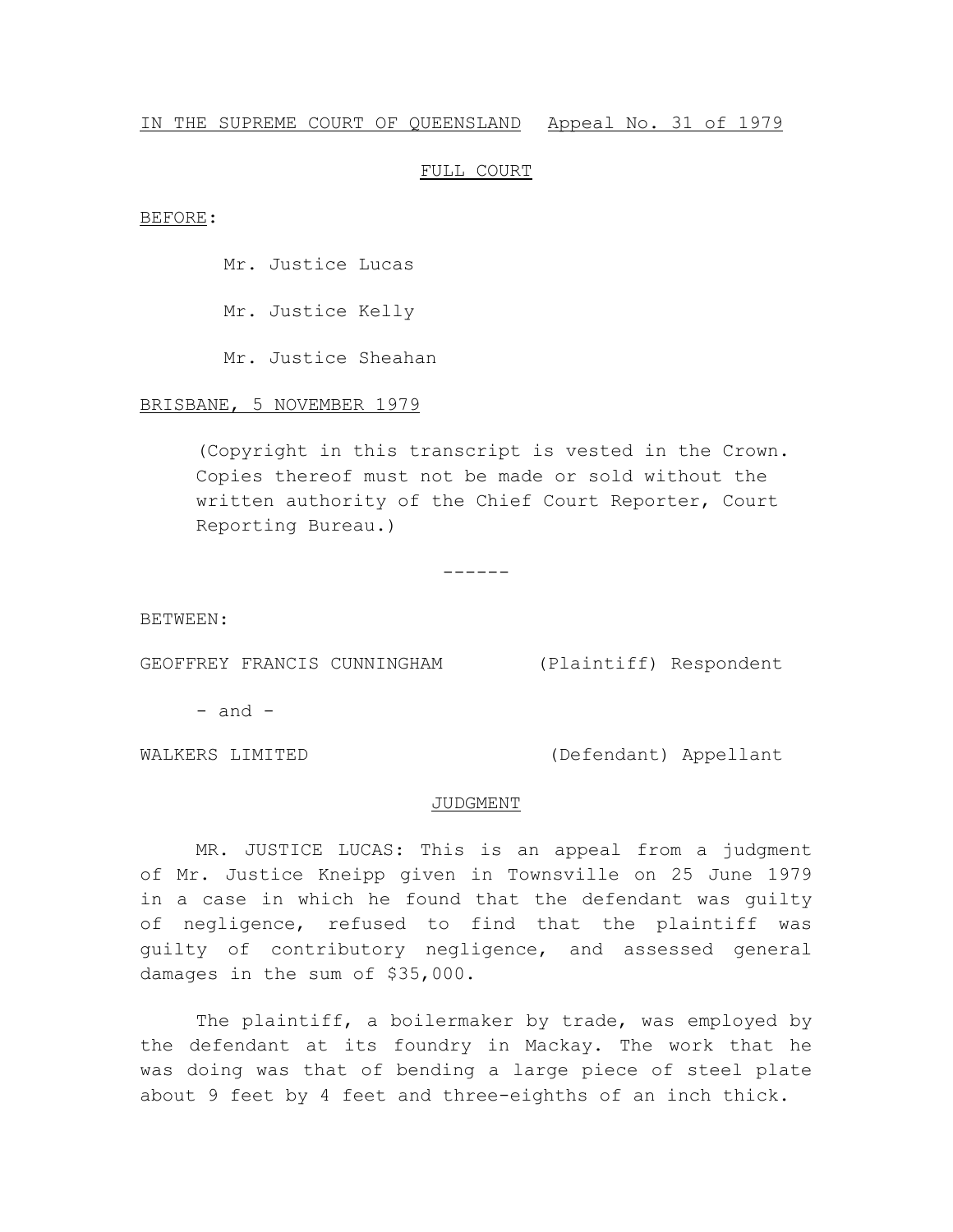IN THE SUPREME COURT OF QUEENSLAND Appeal No. 31 of 1979

FULL COURT

BEFORE:

Mr. Justice Lucas

Mr. Justice Kelly

Mr. Justice Sheahan

BRISBANE, 5 NOVEMBER 1979

(Copyright in this transcript is vested in the Crown. Copies thereof must not be made or sold without the written authority of the Chief Court Reporter, Court Reporting Bureau.)

------

BETWEEN:

GEOFFREY FRANCIS CUNNINGHAM (Plaintiff) Respondent

- and -

WALKERS LIMITED (Defendant) Appellant

JUDGMENT

MR. JUSTICE LUCAS: This is an appeal from a judgment of Mr. Justice Kneipp given in Townsville on 25 June 1979 in a case in which he found that the defendant was guilty of negligence, refused to find that the plaintiff was guilty of contributory negligence, and assessed general damages in the sum of $35,000.

The plaintiff, a boilermaker by trade, was employed by the defendant at its foundry in Mackay. The work that he was doing was that of bending a large piece of steel plate about 9 feet by 4 feet and three-eighths of an inch thick.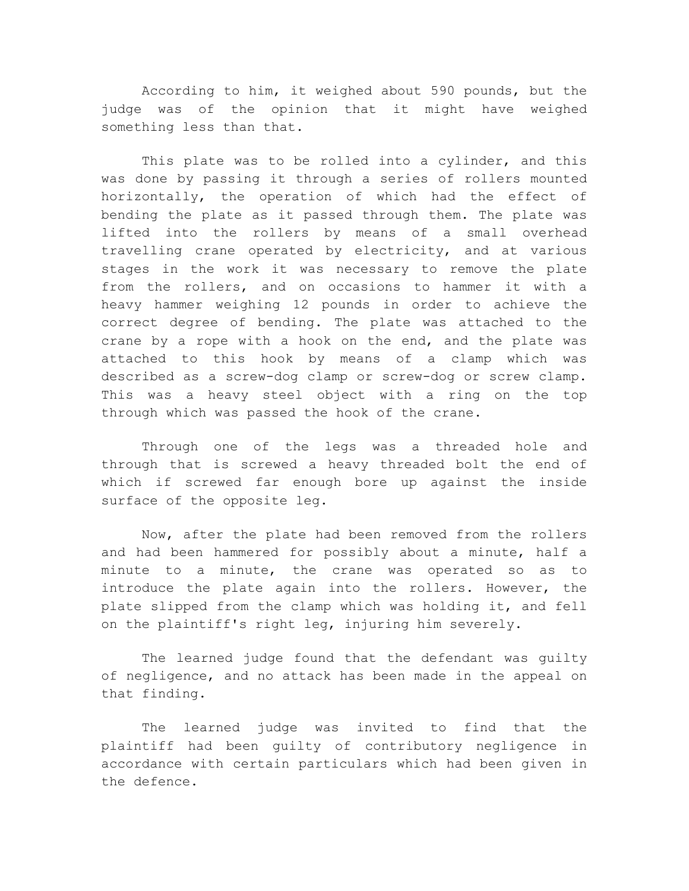According to him, it weighed about 590 pounds, but the judge was of the opinion that it might have weighed something less than that.

This plate was to be rolled into a cylinder, and this was done by passing it through a series of rollers mounted horizontally, the operation of which had the effect of bending the plate as it passed through them. The plate was lifted into the rollers by means of a small overhead travelling crane operated by electricity, and at various stages in the work it was necessary to remove the plate from the rollers, and on occasions to hammer it with a heavy hammer weighing 12 pounds in order to achieve the correct degree of bending. The plate was attached to the crane by a rope with a hook on the end, and the plate was attached to this hook by means of a clamp which was described as a screw-dog clamp or screw-dog or screw clamp. This was a heavy steel object with a ring on the top through which was passed the hook of the crane.

Through one of the legs was a threaded hole and through that is screwed a heavy threaded bolt the end of which if screwed far enough bore up against the inside surface of the opposite leg.

Now, after the plate had been removed from the rollers and had been hammered for possibly about a minute, half a minute to a minute, the crane was operated so as to introduce the plate again into the rollers. However, the plate slipped from the clamp which was holding it, and fell on the plaintiff's right leg, injuring him severely.

The learned judge found that the defendant was guilty of negligence, and no attack has been made in the appeal on that finding.

The learned judge was invited to find that the plaintiff had been guilty of contributory negligence in accordance with certain particulars which had been given in the defence.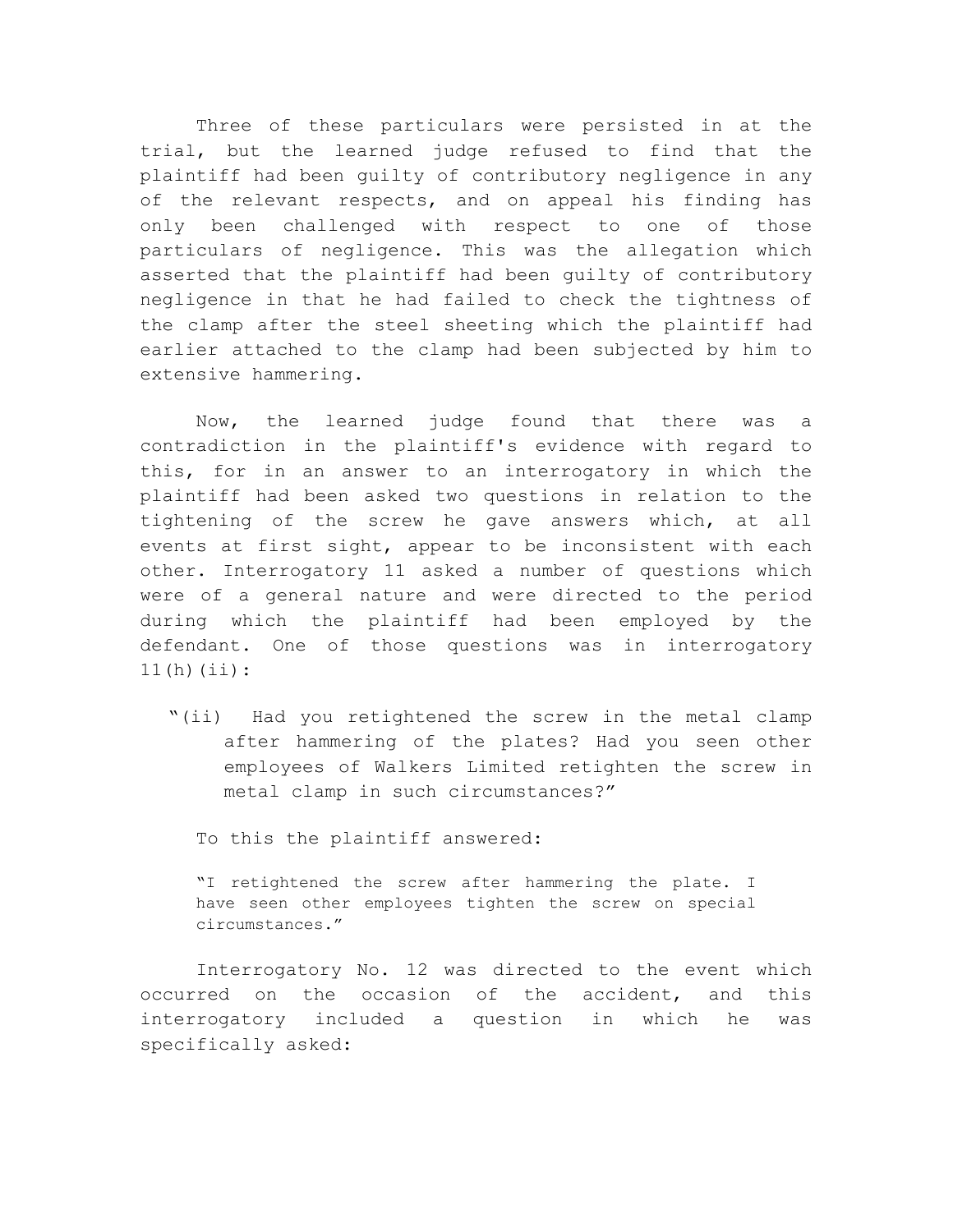Three of these particulars were persisted in at the trial, but the learned judge refused to find that the plaintiff had been guilty of contributory negligence in any of the relevant respects, and on appeal his finding has only been challenged with respect to one of those particulars of negligence. This was the allegation which asserted that the plaintiff had been guilty of contributory negligence in that he had failed to check the tightness of the clamp after the steel sheeting which the plaintiff had earlier attached to the clamp had been subjected by him to extensive hammering.

Now, the learned judge found that there was a contradiction in the plaintiff's evidence with regard to this, for in an answer to an interrogatory in which the plaintiff had been asked two questions in relation to the tightening of the screw he gave answers which, at all events at first sight, appear to be inconsistent with each other. Interrogatory 11 asked a number of questions which were of a general nature and were directed to the period during which the plaintiff had been employed by the defendant. One of those questions was in interrogatory 11(h)(ii):

> "(ii) Had you retightened the screw in the metal clamp after hammering of the plates? Had you seen other employees of Walkers Limited retighten the screw in metal clamp in such circumstances?"

To this the plaintiff answered:

> "I retightened the screw after hammering the plate. I have seen other employees tighten the screw on special circumstances."

Interrogatory No. 12 was directed to the event which occurred on the occasion of the accident, and this interrogatory included a question in which he was specifically asked: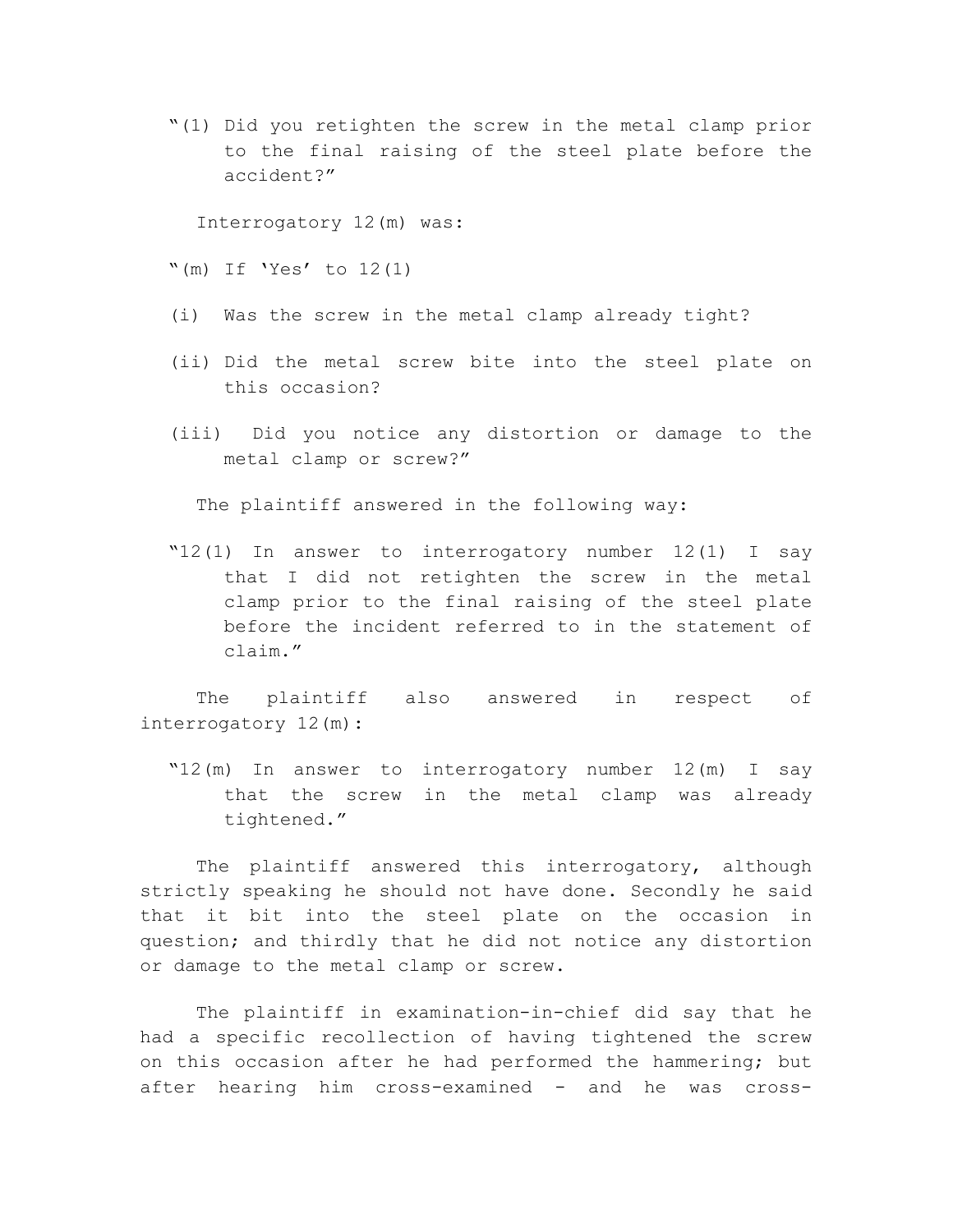"(1) Did you retighten the screw in the metal clamp prior to the final raising of the steel plate before the accident?"

Interrogatory 12(m) was:

"(m) If 'Yes' to 12(1)

(i) Was the screw in the metal clamp already tight?

(ii) Did the metal screw bite into the steel plate on this occasion?

(iii) Did you notice any distortion or damage to the metal clamp or screw?"

The plaintiff answered in the following way:

"12(1) In answer to interrogatory number 12(1) I say that I did not retighten the screw in the metal clamp prior to the final raising of the steel plate before the incident referred to in the statement of claim."

The plaintiff also answered in respect of interrogatory 12(m):

"12(m) In answer to interrogatory number 12(m) I say that the screw in the metal clamp was already tightened."

The plaintiff answered this interrogatory, although strictly speaking he should not have done. Secondly he said that it bit into the steel plate on the occasion in question; and thirdly that he did not notice any distortion or damage to the metal clamp or screw.

The plaintiff in examination-in-chief did say that he had a specific recollection of having tightened the screw on this occasion after he had performed the hammering; but after hearing him cross-examined - and he was cross-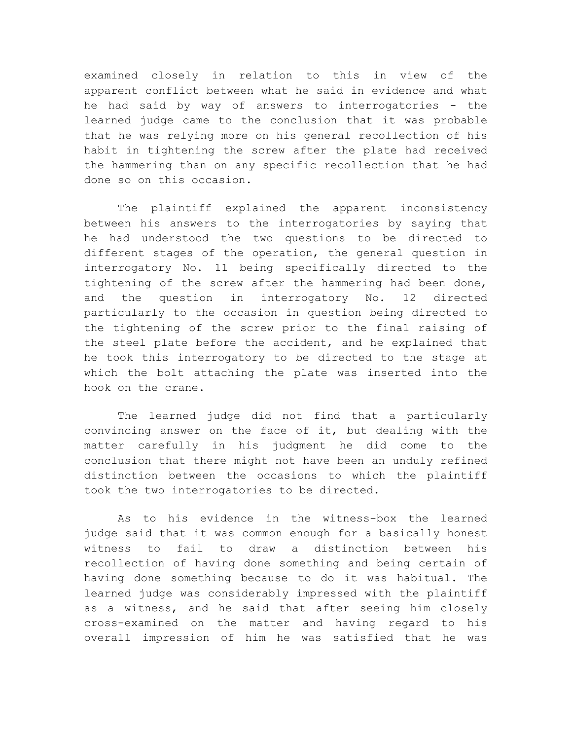examined closely in relation to this in view of the apparent conflict between what he said in evidence and what he had said by way of answers to interrogatories - the learned judge came to the conclusion that it was probable that he was relying more on his general recollection of his habit in tightening the screw after the plate had received the hammering than on any specific recollection that he had done so on this occasion.

The plaintiff explained the apparent inconsistency between his answers to the interrogatories by saying that he had understood the two questions to be directed to different stages of the operation, the general question in interrogatory No. 11 being specifically directed to the tightening of the screw after the hammering had been done, and the question in interrogatory No. 12 directed particularly to the occasion in question being directed to the tightening of the screw prior to the final raising of the steel plate before the accident, and he explained that he took this interrogatory to be directed to the stage at which the bolt attaching the plate was inserted into the hook on the crane.

The learned judge did not find that a particularly convincing answer on the face of it, but dealing with the matter carefully in his judgment he did come to the conclusion that there might not have been an unduly refined distinction between the occasions to which the plaintiff took the two interrogatories to be directed.

As to his evidence in the witness-box the learned judge said that it was common enough for a basically honest witness to fail to draw a distinction between his recollection of having done something and being certain of having done something because to do it was habitual. The learned judge was considerably impressed with the plaintiff as a witness, and he said that after seeing him closely cross-examined on the matter and having regard to his overall impression of him he was satisfied that he was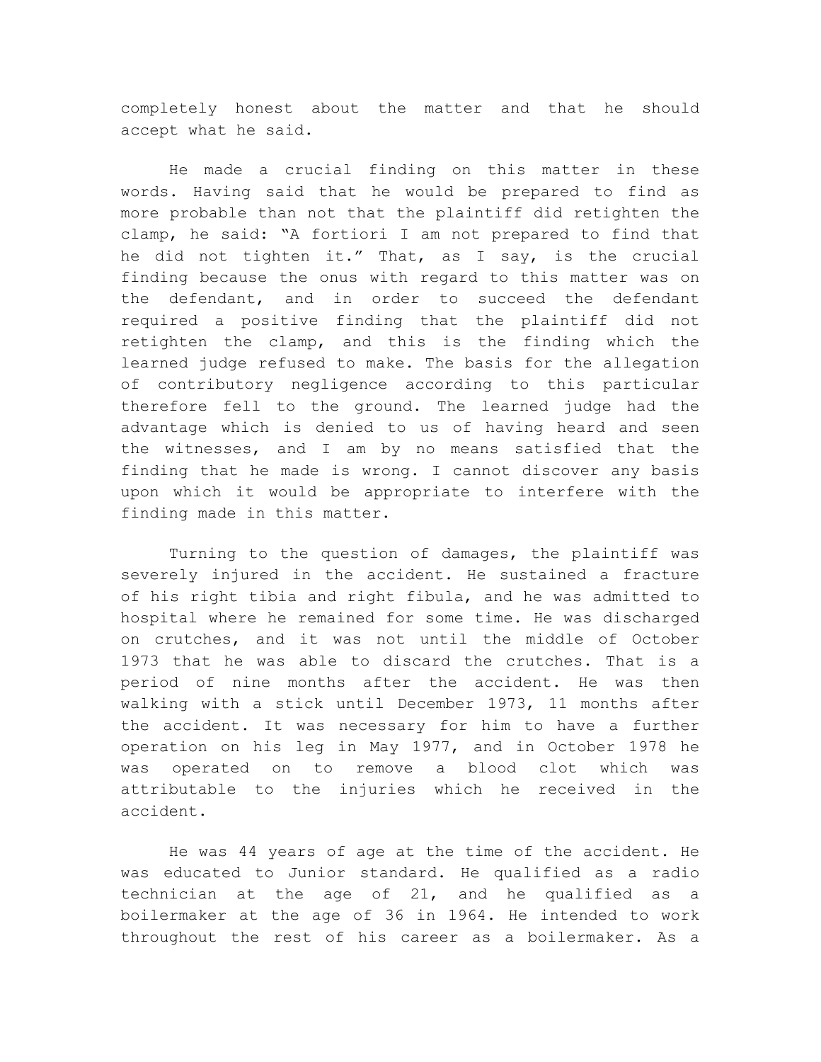completely honest about the matter and that he should accept what he said.

He made a crucial finding on this matter in these words. Having said that he would be prepared to find as more probable than not that the plaintiff did retighten the clamp, he said: "A fortiori I am not prepared to find that he did not tighten it." That, as I say, is the crucial finding because the onus with regard to this matter was on the defendant, and in order to succeed the defendant required a positive finding that the plaintiff did not retighten the clamp, and this is the finding which the learned judge refused to make. The basis for the allegation of contributory negligence according to this particular therefore fell to the ground. The learned judge had the advantage which is denied to us of having heard and seen the witnesses, and I am by no means satisfied that the finding that he made is wrong. I cannot discover any basis upon which it would be appropriate to interfere with the finding made in this matter.

Turning to the question of damages, the plaintiff was severely injured in the accident. He sustained a fracture of his right tibia and right fibula, and he was admitted to hospital where he remained for some time. He was discharged on crutches, and it was not until the middle of October 1973 that he was able to discard the crutches. That is a period of nine months after the accident. He was then walking with a stick until December 1973, 11 months after the accident. It was necessary for him to have a further operation on his leg in May 1977, and in October 1978 he was operated on to remove a blood clot which was attributable to the injuries which he received in the accident.

He was 44 years of age at the time of the accident. He was educated to Junior standard. He qualified as a radio technician at the age of 21, and he qualified as a boilermaker at the age of 36 in 1964. He intended to work throughout the rest of his career as a boilermaker. As a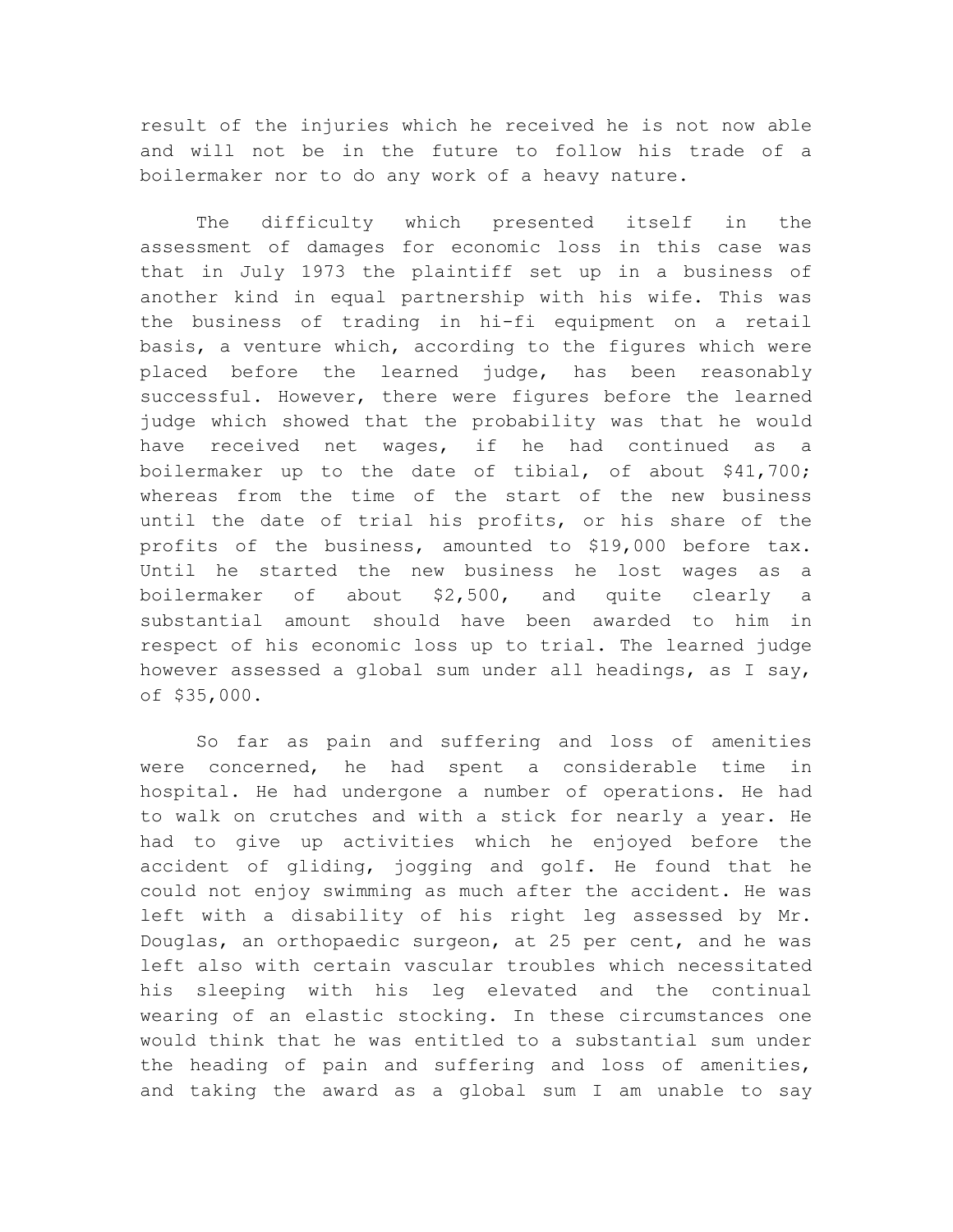result of the injuries which he received he is not now able and will not be in the future to follow his trade of a boilermaker nor to do any work of a heavy nature.

The difficulty which presented itself in the assessment of damages for economic loss in this case was that in July 1973 the plaintiff set up in a business of another kind in equal partnership with his wife. This was the business of trading in hi-fi equipment on a retail basis, a venture which, according to the figures which were placed before the learned judge, has been reasonably successful. However, there were figures before the learned judge which showed that the probability was that he would have received net wages, if he had continued as a boilermaker up to the date of tibial, of about $41,700; whereas from the time of the start of the new business until the date of trial his profits, or his share of the profits of the business, amounted to $19,000 before tax. Until he started the new business he lost wages as a boilermaker of about $2,500, and quite clearly a substantial amount should have been awarded to him in respect of his economic loss up to trial. The learned judge however assessed a global sum under all headings, as I say, of $35,000.

So far as pain and suffering and loss of amenities were concerned, he had spent a considerable time in hospital. He had undergone a number of operations. He had to walk on crutches and with a stick for nearly a year. He had to give up activities which he enjoyed before the accident of gliding, jogging and golf. He found that he could not enjoy swimming as much after the accident. He was left with a disability of his right leg assessed by Mr. Douglas, an orthopaedic surgeon, at 25 per cent, and he was left also with certain vascular troubles which necessitated his sleeping with his leg elevated and the continual wearing of an elastic stocking. In these circumstances one would think that he was entitled to a substantial sum under the heading of pain and suffering and loss of amenities, and taking the award as a global sum I am unable to say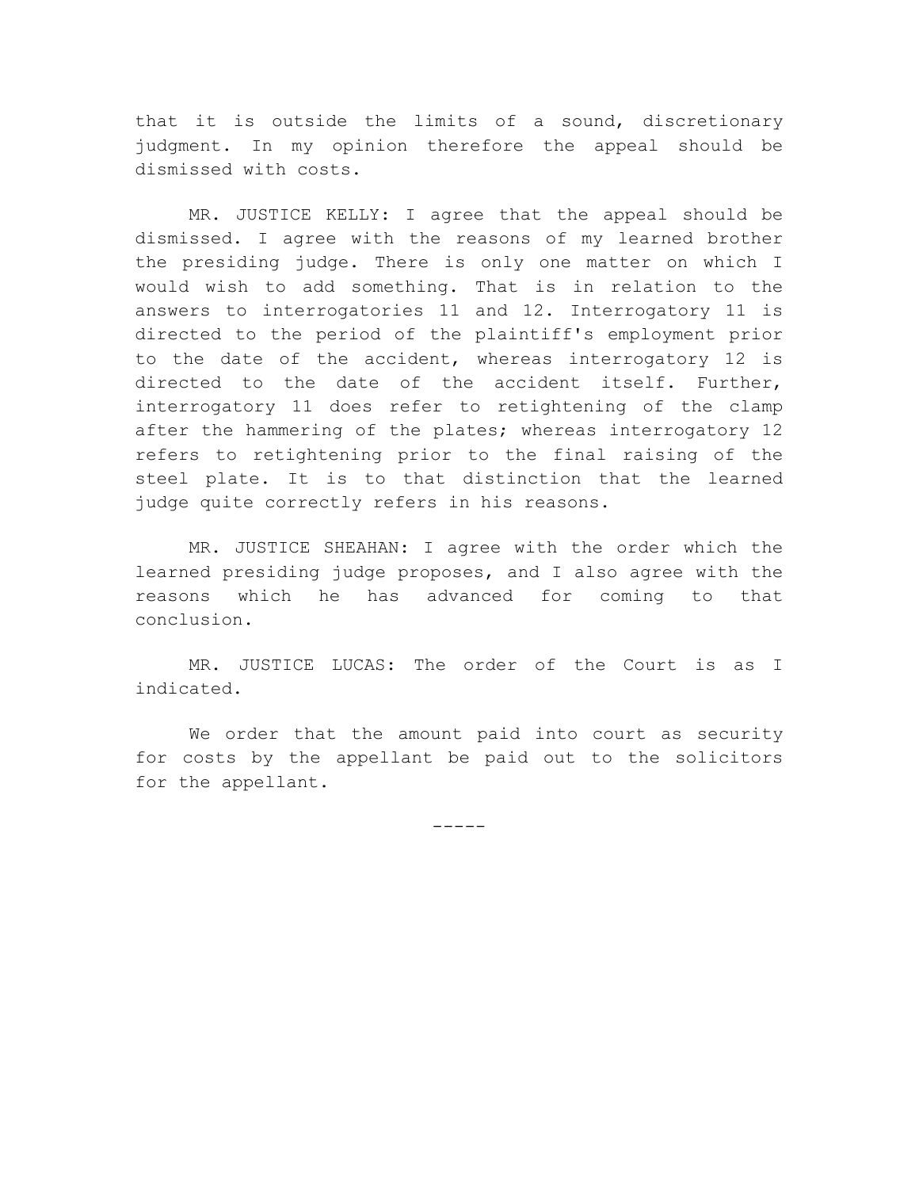that it is outside the limits of a sound, discretionary judgment. In my opinion therefore the appeal should be dismissed with costs.

MR. JUSTICE KELLY: I agree that the appeal should be dismissed. I agree with the reasons of my learned brother the presiding judge. There is only one matter on which I would wish to add something. That is in relation to the answers to interrogatories 11 and 12. Interrogatory 11 is directed to the period of the plaintiff's employment prior to the date of the accident, whereas interrogatory 12 is directed to the date of the accident itself. Further, interrogatory 11 does refer to retightening of the clamp after the hammering of the plates; whereas interrogatory 12 refers to retightening prior to the final raising of the steel plate. It is to that distinction that the learned judge quite correctly refers in his reasons.

MR. JUSTICE SHEAHAN: I agree with the order which the learned presiding judge proposes, and I also agree with the reasons which he has advanced for coming to that conclusion.

MR. JUSTICE LUCAS: The order of the Court is as I indicated.

We order that the amount paid into court as security for costs by the appellant be paid out to the solicitors for the appellant.

-----